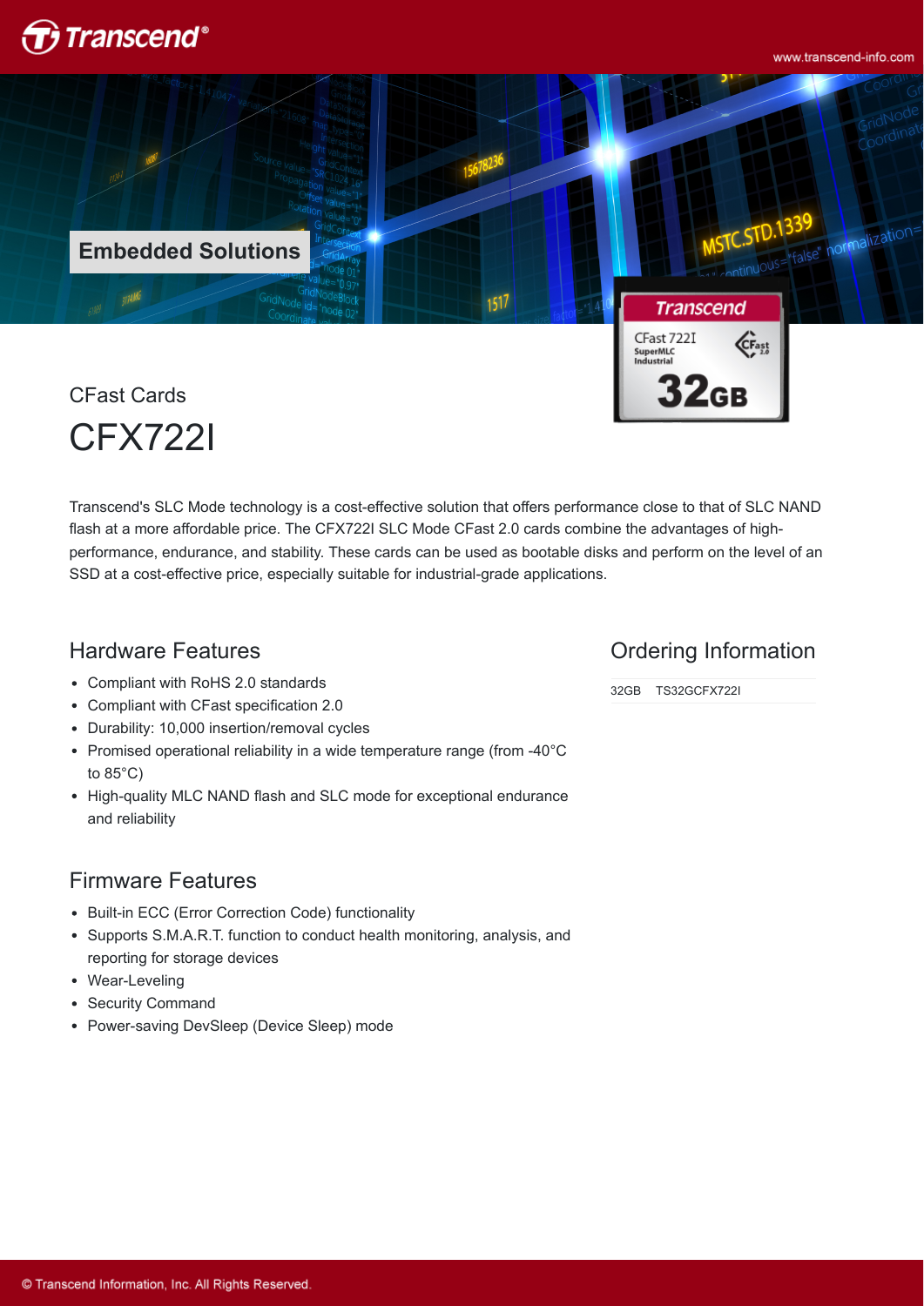Embedded Solutions

CFast Cards

# CFX722I

Transcend's SLC Mode technology is a cost-effective solution that offers performance close to that of SLC NAND flash at a more affordable price. The CFX722I SLC Mode CFast 2.0 cards combine the advantages of high-performance, endurance, and stability. These cards can be used as bootable disks and perform on the level of an SSD at a cost-effective price, especially suitable for industrial-grade applications.

## Hardware Features

- Compliant with RoHS 2.0 standards
- Compliant with CFast specification 2.0
- Durability: 10,000 insertion/removal cycles
- Promised operational reliability in a wide temperature range (from -40°C to 85°C)
- High-quality MLC NAND flash and SLC mode for exceptional endurance and reliability

## Firmware Features

- Built-in ECC (Error Correction Code) functionality
- Supports S.M.A.R.T. function to conduct health monitoring, analysis, and reporting for storage devices
- Wear-Leveling
- Security Command
- Power-saving DevSleep (Device Sleep) mode

## Ordering Information

| | |
|---|---|
| 32GB | TS32GCFX722I |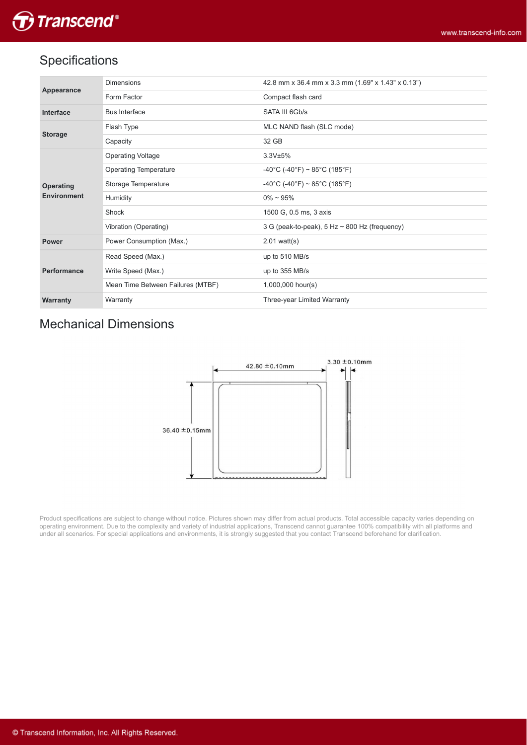## Specifications

| | | |
|---|---|---|
| **Appearance** | Dimensions | 42.8 mm x 36.4 mm x 3.3 mm (1.69" x 1.43" x 0.13") |
| | Form Factor | Compact flash card |
| **Interface** | Bus Interface | SATA III 6Gb/s |
| **Storage** | Flash Type | MLC NAND flash (SLC mode) |
| | Capacity | 32 GB |
| **Operating Environment** | Operating Voltage | 3.3V±5% |
| | Operating Temperature | -40°C (-40°F) ~ 85°C (185°F) |
| | Storage Temperature | -40°C (-40°F) ~ 85°C (185°F) |
| | Humidity | 0% ~ 95% |
| | Shock | 1500 G, 0.5 ms, 3 axis |
| | Vibration (Operating) | 3 G (peak-to-peak), 5 Hz ~ 800 Hz (frequency) |
| **Power** | Power Consumption (Max.) | 2.01 watt(s) |
| **Performance** | Read Speed (Max.) | up to 510 MB/s |
| | Write Speed (Max.) | up to 355 MB/s |
| | Mean Time Between Failures (MTBF) | 1,000,000 hour(s) |
| **Warranty** | Warranty | Three-year Limited Warranty |

## Mechanical Dimensions

42.80 ±0.10mm

3.30 ±0.10mm

36.40 ±0.15mm

Product specifications are subject to change without notice. Pictures shown may differ from actual products. Total accessible capacity varies depending on operating environment. Due to the complexity and variety of industrial applications, Transcend cannot guarantee 100% compatibility with all platforms and under all scenarios. For special applications and environments, it is strongly suggested that you contact Transcend beforehand for clarification.